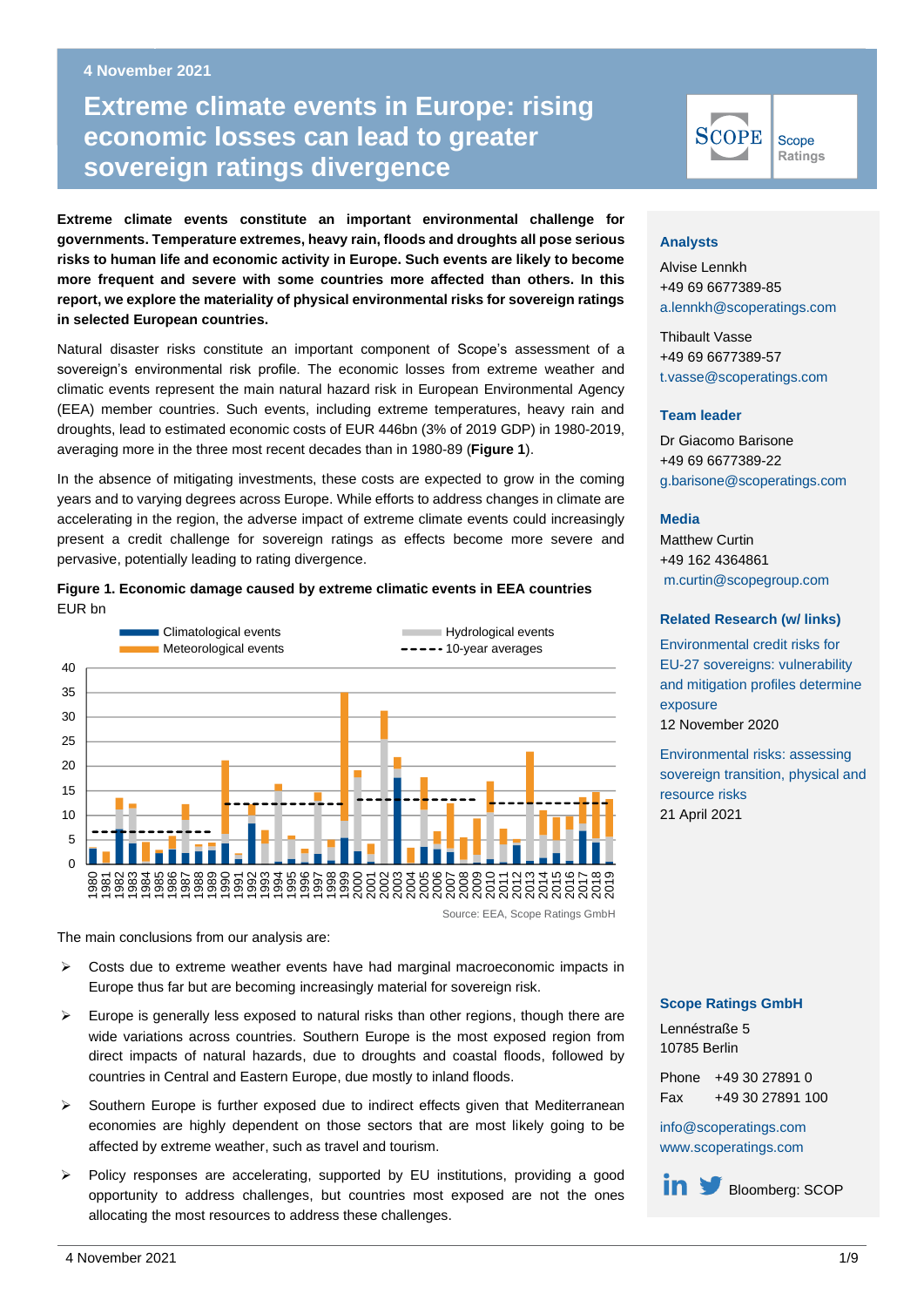4 November 2021

# Extreme climate events in Europe: rising economic losses can lead to greater sovereign ratings divergence

**Extreme climate events constitute an important environmental challenge for governments. Temperature extremes, heavy rain, floods and droughts all pose serious risks to human life and economic activity in Europe. Such events are likely to become more frequent and severe with some countries more affected than others. In this report, we explore the materiality of physical environmental risks for sovereign ratings in selected European countries.**

Natural disaster risks constitute an important component of Scope's assessment of a sovereign's environmental risk profile. The economic losses from extreme weather and climatic events represent the main natural hazard risk in European Environmental Agency (EEA) member countries. Such events, including extreme temperatures, heavy rain and droughts, lead to estimated economic costs of EUR 446bn (3% of 2019 GDP) in 1980-2019, averaging more in the three most recent decades than in 1980-89 (**Figure 1**).

In the absence of mitigating investments, these costs are expected to grow in the coming years and to varying degrees across Europe. While efforts to address changes in climate are accelerating in the region, the adverse impact of extreme climate events could increasingly present a credit challenge for sovereign ratings as effects become more severe and pervasive, potentially leading to rating divergence.

**Figure 1. Economic damage caused by extreme climatic events in EEA countries**
EUR bn

Legend: Climatological events; Meteorological events; Hydrological events; 10-year averages

Source: EEA, Scope Ratings GmbH

The main conclusions from our analysis are:

- Costs due to extreme weather events have had marginal macroeconomic impacts in Europe thus far but are becoming increasingly material for sovereign risk.
- Europe is generally less exposed to natural risks than other regions, though there are wide variations across countries. Southern Europe is the most exposed region from direct impacts of natural hazards, due to droughts and coastal floods, followed by countries in Central and Eastern Europe, due mostly to inland floods.
- Southern Europe is further exposed due to indirect effects given that Mediterranean economies are highly dependent on those sectors that are most likely going to be affected by extreme weather, such as travel and tourism.
- Policy responses are accelerating, supported by EU institutions, providing a good opportunity to address challenges, but countries most exposed are not the ones allocating the most resources to address these challenges.

**Analysts**

Alvise Lennkh
+49 69 6677389-85
a.lennkh@scoperatings.com

Thibault Vasse
+49 69 6677389-57
t.vasse@scoperatings.com

**Team leader**

Dr Giacomo Barisone
+49 69 6677389-22
g.barisone@scoperatings.com

**Media**

Matthew Curtin
+49 162 4364861
m.curtin@scopegroup.com

**Related Research (w/ links)**

Environmental credit risks for EU-27 sovereigns: vulnerability and mitigation profiles determine exposure
12 November 2020

Environmental risks: assessing sovereign transition, physical and resource risks
21 April 2021

**Scope Ratings GmbH**

Lennéstraße 5
10785 Berlin

Phone +49 30 27891 0
Fax +49 30 27891 100

info@scoperatings.com
www.scoperatings.com

Bloomberg: SCOP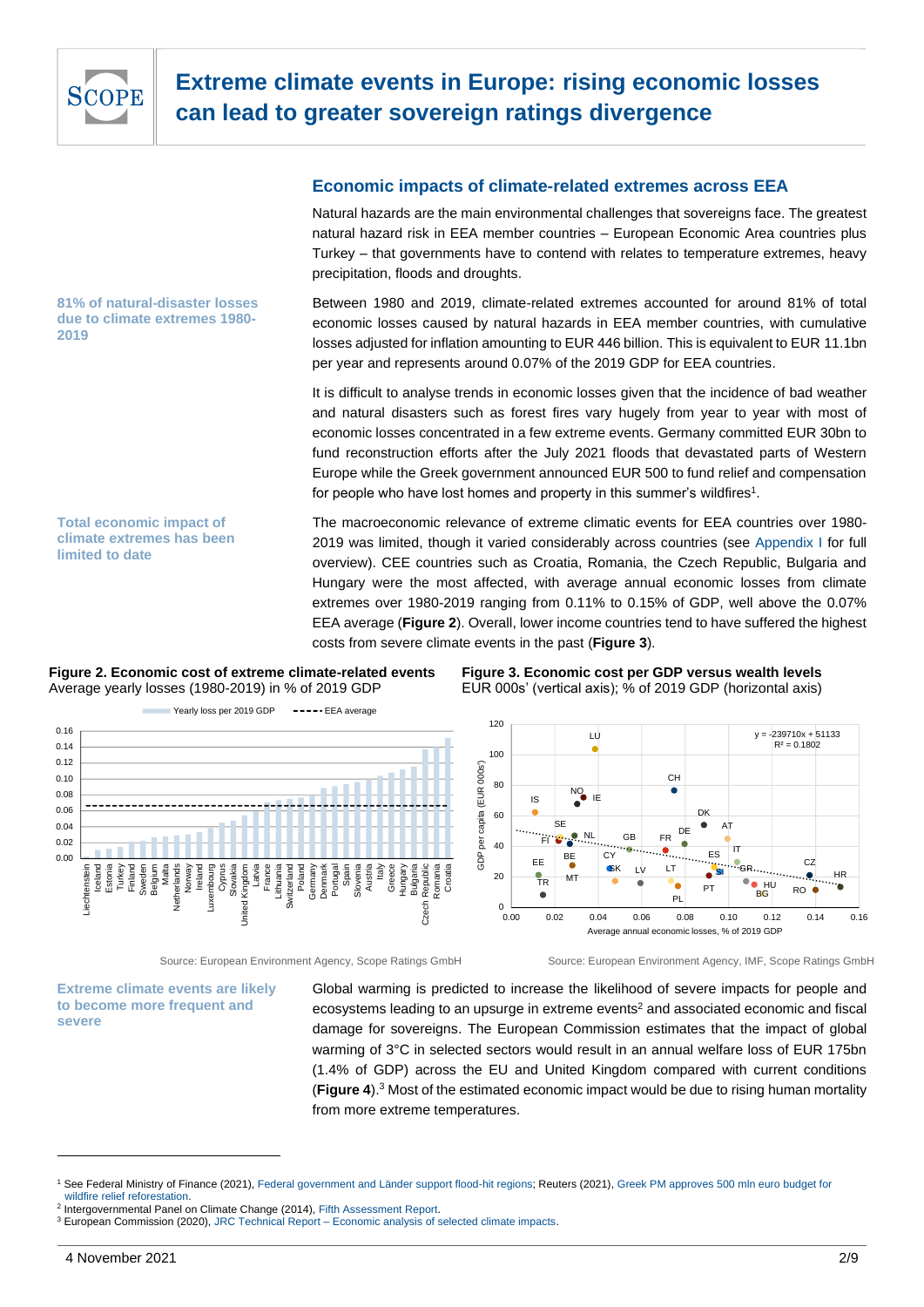## Economic impacts of climate-related extremes across EEA

Natural hazards are the main environmental challenges that sovereigns face. The greatest natural hazard risk in EEA member countries – European Economic Area countries plus Turkey – that governments have to contend with relates to temperature extremes, heavy precipitation, floods and droughts.

**81% of natural-disaster losses due to climate extremes 1980-2019**

Between 1980 and 2019, climate-related extremes accounted for around 81% of total economic losses caused by natural hazards in EEA member countries, with cumulative losses adjusted for inflation amounting to EUR 446 billion. This is equivalent to EUR 11.1bn per year and represents around 0.07% of the 2019 GDP for EEA countries.

It is difficult to analyse trends in economic losses given that the incidence of bad weather and natural disasters such as forest fires vary hugely from year to year with most of economic losses concentrated in a few extreme events. Germany committed EUR 30bn to fund reconstruction efforts after the July 2021 floods that devastated parts of Western Europe while the Greek government announced EUR 500 to fund relief and compensation for people who have lost homes and property in this summer's wildfires[1].

**Total economic impact of climate extremes has been limited to date**

The macroeconomic relevance of extreme climatic events for EEA countries over 1980-2019 was limited, though it varied considerably across countries (see Appendix I for full overview). CEE countries such as Croatia, Romania, the Czech Republic, Bulgaria and Hungary were the most affected, with average annual economic losses from climate extremes over 1980-2019 ranging from 0.11% to 0.15% of GDP, well above the 0.07% EEA average (**Figure 2**). Overall, lower income countries tend to have suffered the highest costs from severe climate events in the past (**Figure 3**).

**Figure 2. Economic cost of extreme climate-related events**
Average yearly losses (1980-2019) in % of 2019 GDP

Source: European Environment Agency, Scope Ratings GmbH

**Figure 3. Economic cost per GDP versus wealth levels**
EUR 000s' (vertical axis); % of 2019 GDP (horizontal axis)

Source: European Environment Agency, IMF, Scope Ratings GmbH

**Extreme climate events are likely to become more frequent and severe**

Global warming is predicted to increase the likelihood of severe impacts for people and ecosystems leading to an upsurge in extreme events[2] and associated economic and fiscal damage for sovereigns. The European Commission estimates that the impact of global warming of 3°C in selected sectors would result in an annual welfare loss of EUR 175bn (1.4% of GDP) across the EU and United Kingdom compared with current conditions (**Figure 4**).[3] Most of the estimated economic impact would be due to rising human mortality from more extreme temperatures.

---

[1] See Federal Ministry of Finance (2021), Federal government and Länder support flood-hit regions; Reuters (2021), Greek PM approves 500 mln euro budget for wildfire relief reforestation.

[2] Intergovernmental Panel on Climate Change (2014), Fifth Assessment Report.

[3] European Commission (2020), JRC Technical Report – Economic analysis of selected climate impacts.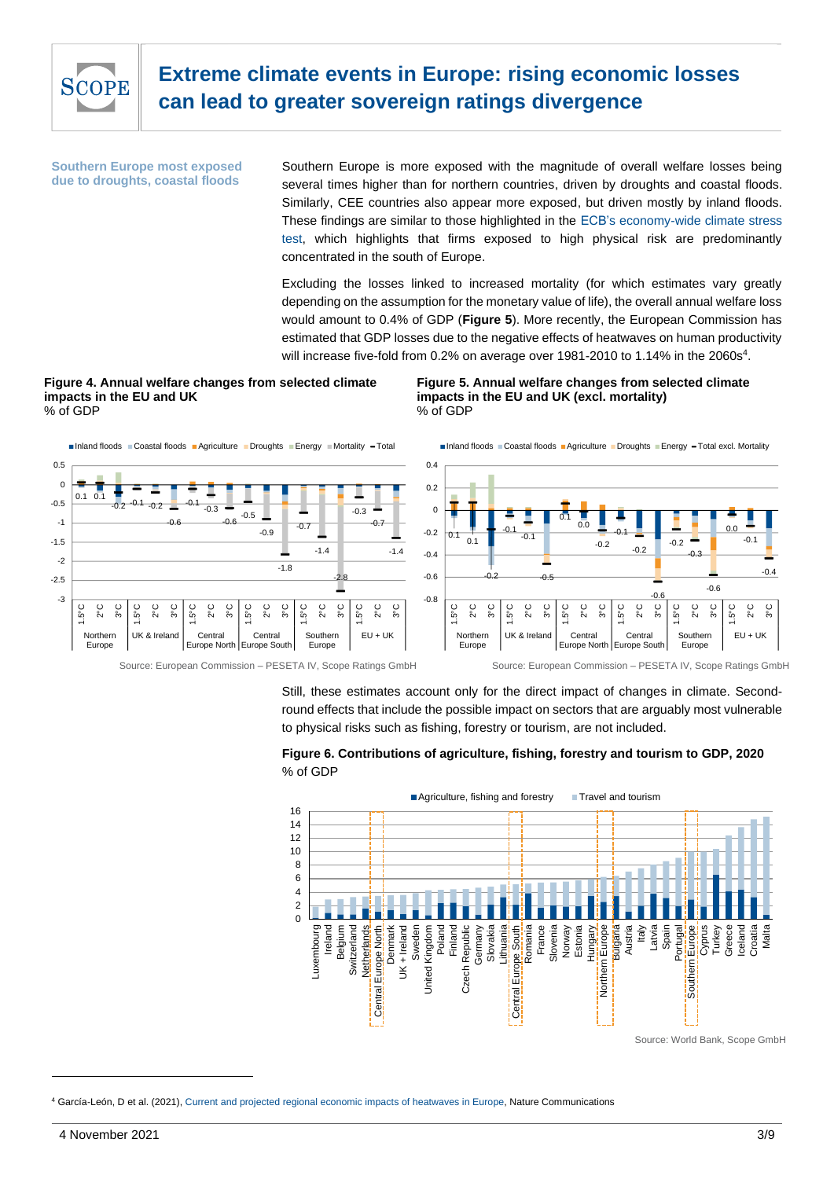**Southern Europe most exposed due to droughts, coastal floods**

Southern Europe is more exposed with the magnitude of overall welfare losses being several times higher than for northern countries, driven by droughts and coastal floods. Similarly, CEE countries also appear more exposed, but driven mostly by inland floods. These findings are similar to those highlighted in the ECB's economy-wide climate stress test, which highlights that firms exposed to high physical risk are predominantly concentrated in the south of Europe.

Excluding the losses linked to increased mortality (for which estimates vary greatly depending on the assumption for the monetary value of life), the overall annual welfare loss would amount to 0.4% of GDP (**Figure 5**). More recently, the European Commission has estimated that GDP losses due to the negative effects of heatwaves on human productivity will increase five-fold from 0.2% on average over 1981-2010 to 1.14% in the 2060s[4].

**Figure 4. Annual welfare changes from selected climate impacts in the EU and UK**
% of GDP

Source: European Commission – PESETA IV, Scope Ratings GmbH

**Figure 5. Annual welfare changes from selected climate impacts in the EU and UK (excl. mortality)**
% of GDP

Source: European Commission – PESETA IV, Scope Ratings GmbH

Still, these estimates account only for the direct impact of changes in climate. Second-round effects that include the possible impact on sectors that are arguably most vulnerable to physical risks such as fishing, forestry or tourism, are not included.

**Figure 6. Contributions of agriculture, fishing, forestry and tourism to GDP, 2020**
% of GDP

Source: World Bank, Scope GmbH

[4] García-León, D et al. (2021), Current and projected regional economic impacts of heatwaves in Europe, Nature Communications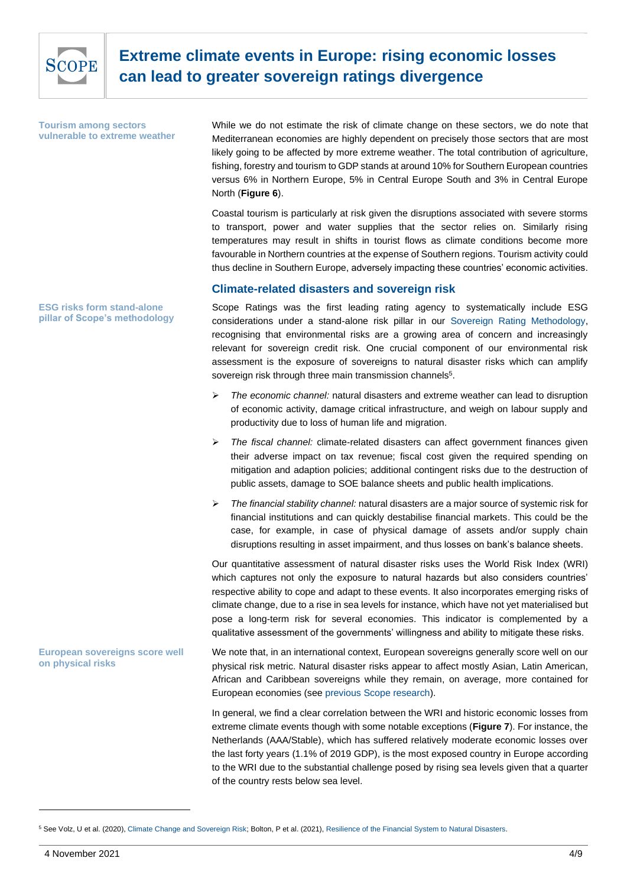**Tourism among sectors vulnerable to extreme weather**

While we do not estimate the risk of climate change on these sectors, we do note that Mediterranean economies are highly dependent on precisely those sectors that are most likely going to be affected by more extreme weather. The total contribution of agriculture, fishing, forestry and tourism to GDP stands at around 10% for Southern European countries versus 6% in Northern Europe, 5% in Central Europe South and 3% in Central Europe North (**Figure 6**).

Coastal tourism is particularly at risk given the disruptions associated with severe storms to transport, power and water supplies that the sector relies on. Similarly rising temperatures may result in shifts in tourist flows as climate conditions become more favourable in Northern countries at the expense of Southern regions. Tourism activity could thus decline in Southern Europe, adversely impacting these countries' economic activities.

## Climate-related disasters and sovereign risk

**ESG risks form stand-alone pillar of Scope's methodology**

Scope Ratings was the first leading rating agency to systematically include ESG considerations under a stand-alone risk pillar in our Sovereign Rating Methodology, recognising that environmental risks are a growing area of concern and increasingly relevant for sovereign credit risk. One crucial component of our environmental risk assessment is the exposure of sovereigns to natural disaster risks which can amplify sovereign risk through three main transmission channels[5].

- *The economic channel:* natural disasters and extreme weather can lead to disruption of economic activity, damage critical infrastructure, and weigh on labour supply and productivity due to loss of human life and migration.
- *The fiscal channel:* climate-related disasters can affect government finances given their adverse impact on tax revenue; fiscal cost given the required spending on mitigation and adaption policies; additional contingent risks due to the destruction of public assets, damage to SOE balance sheets and public health implications.
- *The financial stability channel:* natural disasters are a major source of systemic risk for financial institutions and can quickly destabilise financial markets. This could be the case, for example, in case of physical damage of assets and/or supply chain disruptions resulting in asset impairment, and thus losses on bank's balance sheets.

Our quantitative assessment of natural disaster risks uses the World Risk Index (WRI) which captures not only the exposure to natural hazards but also considers countries' respective ability to cope and adapt to these events. It also incorporates emerging risks of climate change, due to a rise in sea levels for instance, which have not yet materialised but pose a long-term risk for several economies. This indicator is complemented by a qualitative assessment of the governments' willingness and ability to mitigate these risks.

**European sovereigns score well on physical risks**

We note that, in an international context, European sovereigns generally score well on our physical risk metric. Natural disaster risks appear to affect mostly Asian, Latin American, African and Caribbean sovereigns while they remain, on average, more contained for European economies (see previous Scope research).

In general, we find a clear correlation between the WRI and historic economic losses from extreme climate events though with some notable exceptions (**Figure 7**). For instance, the Netherlands (AAA/Stable), which has suffered relatively moderate economic losses over the last forty years (1.1% of 2019 GDP), is the most exposed country in Europe according to the WRI due to the substantial challenge posed by rising sea levels given that a quarter of the country rests below sea level.

---

[5] See Volz, U et al. (2020), Climate Change and Sovereign Risk; Bolton, P et al. (2021), Resilience of the Financial System to Natural Disasters.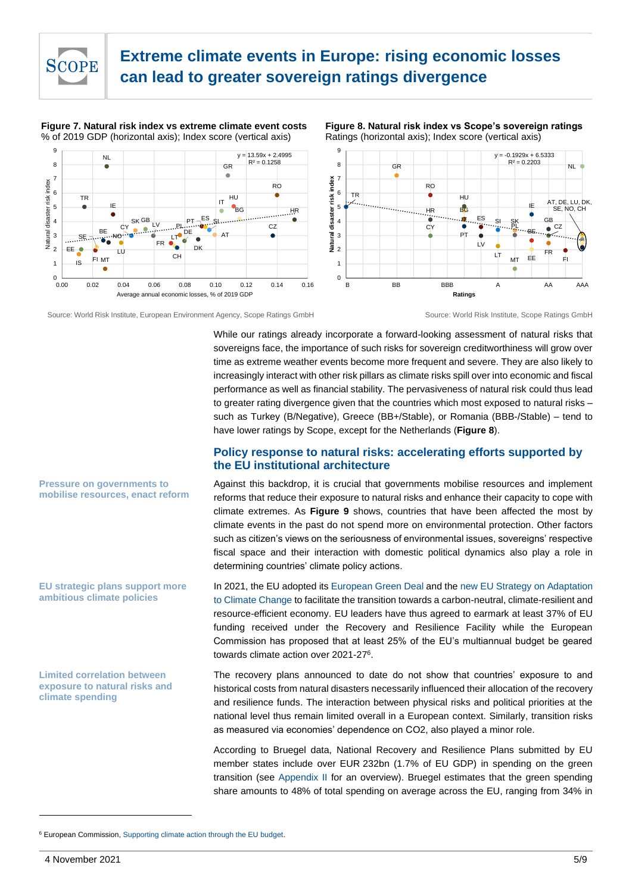**Figure 7. Natural risk index vs extreme climate event costs**
% of 2019 GDP (horizontal axis); Index score (vertical axis)

Source: World Risk Institute, European Environment Agency, Scope Ratings GmbH

**Figure 8. Natural risk index vs Scope's sovereign ratings**
Ratings (horizontal axis); Index score (vertical axis)

Source: World Risk Institute, Scope Ratings GmbH

While our ratings already incorporate a forward-looking assessment of natural risks that sovereigns face, the importance of such risks for sovereign creditworthiness will grow over time as extreme weather events become more frequent and severe. They are also likely to increasingly interact with other risk pillars as climate risks spill over into economic and fiscal performance as well as financial stability. The pervasiveness of natural risk could thus lead to greater rating divergence given that the countries which most exposed to natural risks – such as Turkey (B/Negative), Greece (BB+/Stable), or Romania (BBB-/Stable) – tend to have lower ratings by Scope, except for the Netherlands (**Figure 8**).

## Policy response to natural risks: accelerating efforts supported by the EU institutional architecture

**Pressure on governments to mobilise resources, enact reform**

Against this backdrop, it is crucial that governments mobilise resources and implement reforms that reduce their exposure to natural risks and enhance their capacity to cope with climate extremes. As **Figure 9** shows, countries that have been affected the most by climate events in the past do not spend more on environmental protection. Other factors such as citizen's views on the seriousness of environmental issues, sovereigns' respective fiscal space and their interaction with domestic political dynamics also play a role in determining countries' climate policy actions.

**EU strategic plans support more ambitious climate policies**

In 2021, the EU adopted its European Green Deal and the new EU Strategy on Adaptation to Climate Change to facilitate the transition towards a carbon-neutral, climate-resilient and resource-efficient economy. EU leaders have thus agreed to earmark at least 37% of EU funding received under the Recovery and Resilience Facility while the European Commission has proposed that at least 25% of the EU's multiannual budget be geared towards climate action over 2021-27[6].

**Limited correlation between exposure to natural risks and climate spending**

The recovery plans announced to date do not show that countries' exposure to and historical costs from natural disasters necessarily influenced their allocation of the recovery and resilience funds. The interaction between physical risks and political priorities at the national level thus remain limited overall in a European context. Similarly, transition risks as measured via economies' dependence on CO2, also played a minor role.

According to Bruegel data, National Recovery and Resilience Plans submitted by EU member states include over EUR 232bn (1.7% of EU GDP) in spending on the green transition (see Appendix II for an overview). Bruegel estimates that the green spending share amounts to 48% of total spending on average across the EU, ranging from 34% in

[6] European Commission, Supporting climate action through the EU budget.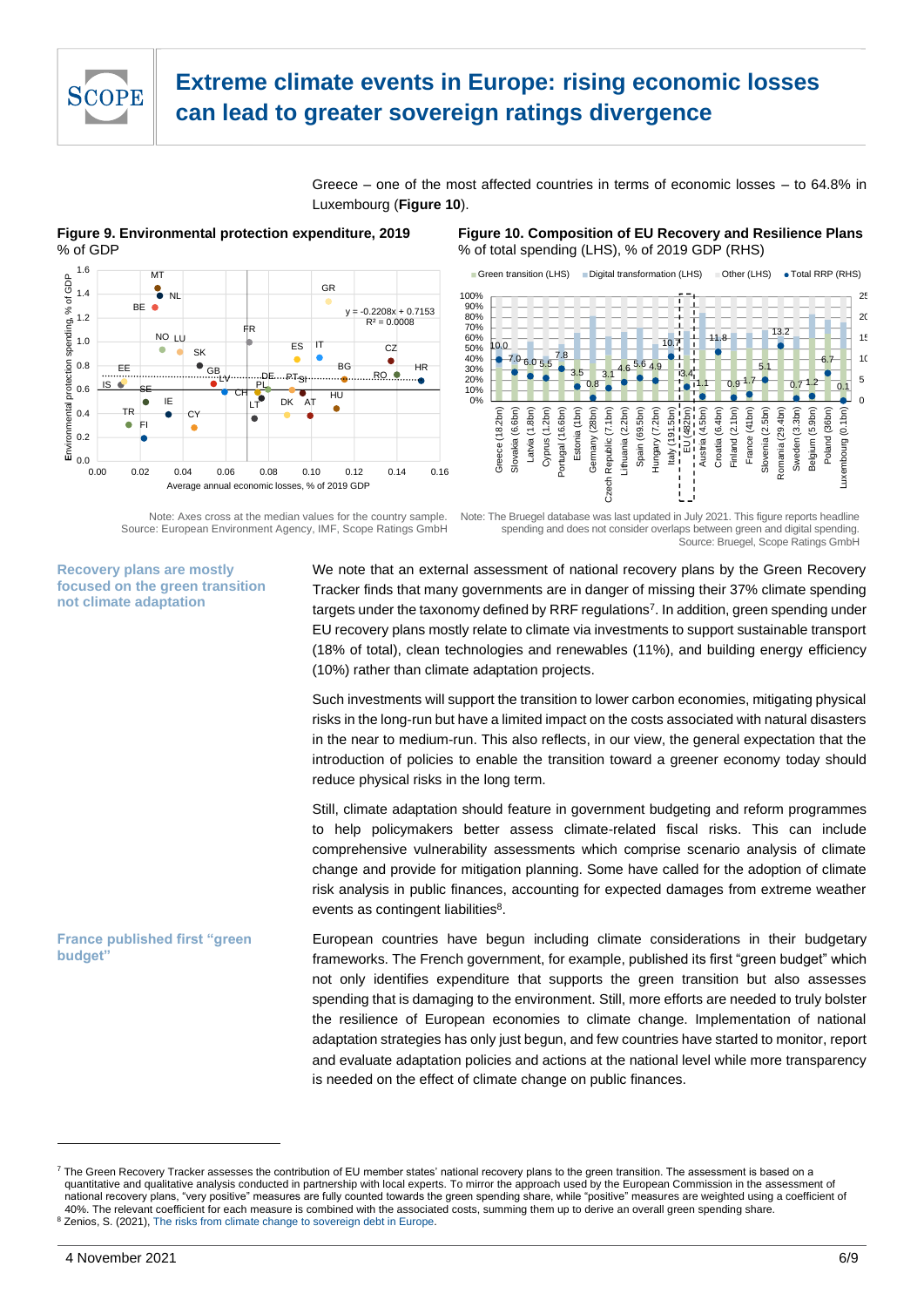Greece – one of the most affected countries in terms of economic losses – to 64.8% in Luxembourg (**Figure 10**).

**Figure 9. Environmental protection expenditure, 2019**
% of GDP

Note: Axes cross at the median values for the country sample.
Source: European Environment Agency, IMF, Scope Ratings GmbH

**Figure 10. Composition of EU Recovery and Resilience Plans**
% of total spending (LHS), % of 2019 GDP (RHS)

Note: The Bruegel database was last updated in July 2021. This figure reports headline spending and does not consider overlaps between green and digital spending.
Source: Bruegel, Scope Ratings GmbH

**Recovery plans are mostly focused on the green transition not climate adaptation**

We note that an external assessment of national recovery plans by the Green Recovery Tracker finds that many governments are in danger of missing their 37% climate spending targets under the taxonomy defined by RRF regulations[7]. In addition, green spending under EU recovery plans mostly relate to climate via investments to support sustainable transport (18% of total), clean technologies and renewables (11%), and building energy efficiency (10%) rather than climate adaptation projects.

Such investments will support the transition to lower carbon economies, mitigating physical risks in the long-run but have a limited impact on the costs associated with natural disasters in the near to medium-run. This also reflects, in our view, the general expectation that the introduction of policies to enable the transition toward a greener economy today should reduce physical risks in the long term.

Still, climate adaptation should feature in government budgeting and reform programmes to help policymakers better assess climate-related fiscal risks. This can include comprehensive vulnerability assessments which comprise scenario analysis of climate change and provide for mitigation planning. Some have called for the adoption of climate risk analysis in public finances, accounting for expected damages from extreme weather events as contingent liabilities[8].

**France published first "green budget"**

European countries have begun including climate considerations in their budgetary frameworks. The French government, for example, published its first "green budget" which not only identifies expenditure that supports the green transition but also assesses spending that is damaging to the environment. Still, more efforts are needed to truly bolster the resilience of European economies to climate change. Implementation of national adaptation strategies has only just begun, and few countries have started to monitor, report and evaluate adaptation policies and actions at the national level while more transparency is needed on the effect of climate change on public finances.

---

[7] The Green Recovery Tracker assesses the contribution of EU member states' national recovery plans to the green transition. The assessment is based on a quantitative and qualitative analysis conducted in partnership with local experts. To mirror the approach used by the European Commission in the assessment of national recovery plans, "very positive" measures are fully counted towards the green spending share, while "positive" measures are weighted using a coefficient of 40%. The relevant coefficient for each measure is combined with the associated costs, summing them up to derive an overall green spending share.

[8] Zenios, S. (2021), The risks from climate change to sovereign debt in Europe.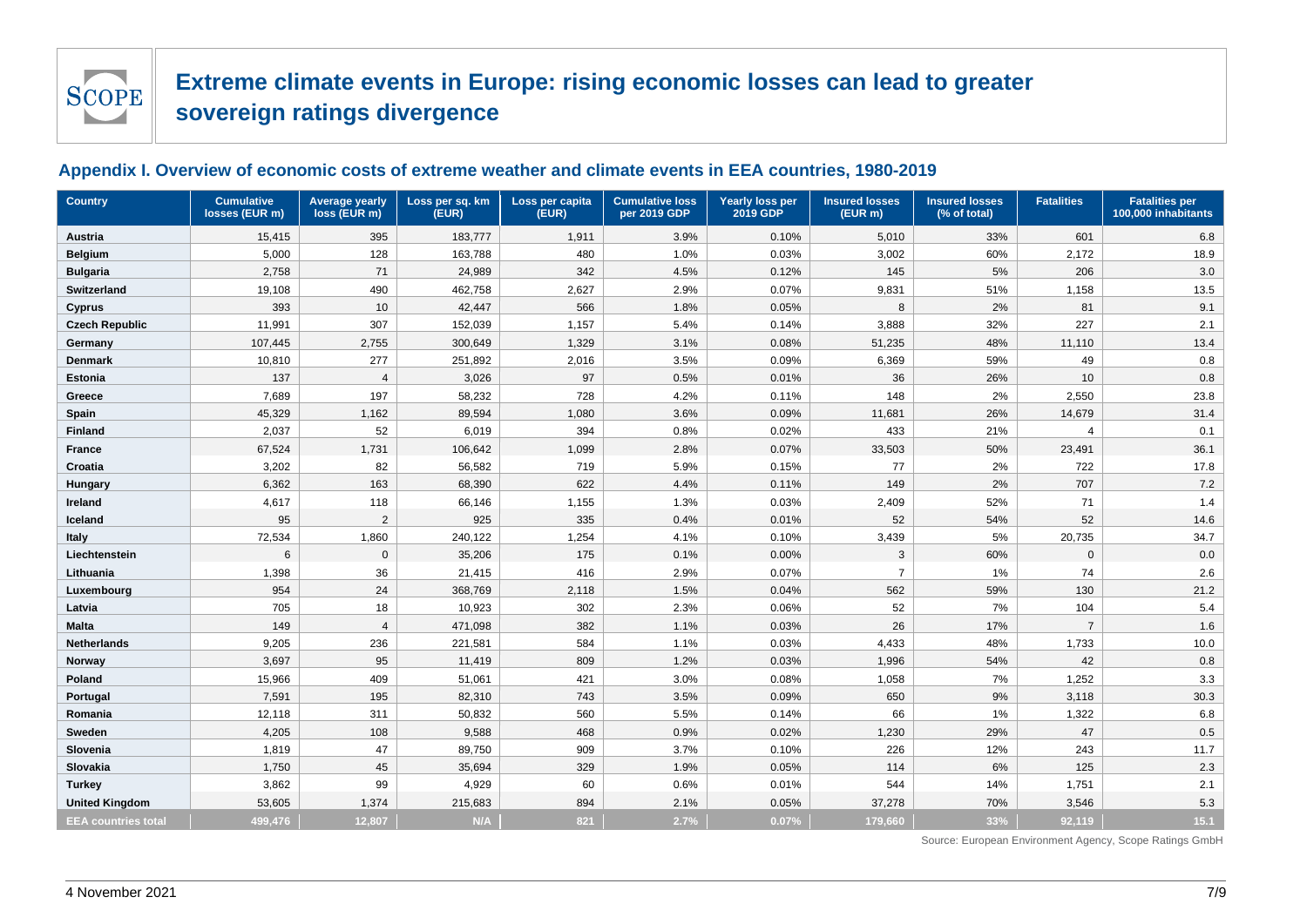# Extreme climate events in Europe: rising economic losses can lead to greater sovereign ratings divergence

## Appendix I. Overview of economic costs of extreme weather and climate events in EEA countries, 1980-2019

| Country | Cumulative losses (EUR m) | Average yearly loss (EUR m) | Loss per sq. km (EUR) | Loss per capita (EUR) | Cumulative loss per 2019 GDP | Yearly loss per 2019 GDP | Insured losses (EUR m) | Insured losses (% of total) | Fatalities | Fatalities per 100,000 inhabitants |
|---|---|---|---|---|---|---|---|---|---|---|
| Austria | 15,415 | 395 | 183,777 | 1,911 | 3.9% | 0.10% | 5,010 | 33% | 601 | 6.8 |
| Belgium | 5,000 | 128 | 163,788 | 480 | 1.0% | 0.03% | 3,002 | 60% | 2,172 | 18.9 |
| Bulgaria | 2,758 | 71 | 24,989 | 342 | 4.5% | 0.12% | 145 | 5% | 206 | 3.0 |
| Switzerland | 19,108 | 490 | 462,758 | 2,627 | 2.9% | 0.07% | 9,831 | 51% | 1,158 | 13.5 |
| Cyprus | 393 | 10 | 42,447 | 566 | 1.8% | 0.05% | 8 | 2% | 81 | 9.1 |
| Czech Republic | 11,991 | 307 | 152,039 | 1,157 | 5.4% | 0.14% | 3,888 | 32% | 227 | 2.1 |
| Germany | 107,445 | 2,755 | 300,649 | 1,329 | 3.1% | 0.08% | 51,235 | 48% | 11,110 | 13.4 |
| Denmark | 10,810 | 277 | 251,892 | 2,016 | 3.5% | 0.09% | 6,369 | 59% | 49 | 0.8 |
| Estonia | 137 | 4 | 3,026 | 97 | 0.5% | 0.01% | 36 | 26% | 10 | 0.8 |
| Greece | 7,689 | 197 | 58,232 | 728 | 4.2% | 0.11% | 148 | 2% | 2,550 | 23.8 |
| Spain | 45,329 | 1,162 | 89,594 | 1,080 | 3.6% | 0.09% | 11,681 | 26% | 14,679 | 31.4 |
| Finland | 2,037 | 52 | 6,019 | 394 | 0.8% | 0.02% | 433 | 21% | 4 | 0.1 |
| France | 67,524 | 1,731 | 106,642 | 1,099 | 2.8% | 0.07% | 33,503 | 50% | 23,491 | 36.1 |
| Croatia | 3,202 | 82 | 56,582 | 719 | 5.9% | 0.15% | 77 | 2% | 722 | 17.8 |
| Hungary | 6,362 | 163 | 68,390 | 622 | 4.4% | 0.11% | 149 | 2% | 707 | 7.2 |
| Ireland | 4,617 | 118 | 66,146 | 1,155 | 1.3% | 0.03% | 2,409 | 52% | 71 | 1.4 |
| Iceland | 95 | 2 | 925 | 335 | 0.4% | 0.01% | 52 | 54% | 52 | 14.6 |
| Italy | 72,534 | 1,860 | 240,122 | 1,254 | 4.1% | 0.10% | 3,439 | 5% | 20,735 | 34.7 |
| Liechtenstein | 6 | 0 | 35,206 | 175 | 0.1% | 0.00% | 3 | 60% | 0 | 0.0 |
| Lithuania | 1,398 | 36 | 21,415 | 416 | 2.9% | 0.07% | 7 | 1% | 74 | 2.6 |
| Luxembourg | 954 | 24 | 368,769 | 2,118 | 1.5% | 0.04% | 562 | 59% | 130 | 21.2 |
| Latvia | 705 | 18 | 10,923 | 302 | 2.3% | 0.06% | 52 | 7% | 104 | 5.4 |
| Malta | 149 | 4 | 471,098 | 382 | 1.1% | 0.03% | 26 | 17% | 7 | 1.6 |
| Netherlands | 9,205 | 236 | 221,581 | 584 | 1.1% | 0.03% | 4,433 | 48% | 1,733 | 10.0 |
| Norway | 3,697 | 95 | 11,419 | 809 | 1.2% | 0.03% | 1,996 | 54% | 42 | 0.8 |
| Poland | 15,966 | 409 | 51,061 | 421 | 3.0% | 0.08% | 1,058 | 7% | 1,252 | 3.3 |
| Portugal | 7,591 | 195 | 82,310 | 743 | 3.5% | 0.09% | 650 | 9% | 3,118 | 30.3 |
| Romania | 12,118 | 311 | 50,832 | 560 | 5.5% | 0.14% | 66 | 1% | 1,322 | 6.8 |
| Sweden | 4,205 | 108 | 9,588 | 468 | 0.9% | 0.02% | 1,230 | 29% | 47 | 0.5 |
| Slovenia | 1,819 | 47 | 89,750 | 909 | 3.7% | 0.10% | 226 | 12% | 243 | 11.7 |
| Slovakia | 1,750 | 45 | 35,694 | 329 | 1.9% | 0.05% | 114 | 6% | 125 | 2.3 |
| Turkey | 3,862 | 99 | 4,929 | 60 | 0.6% | 0.01% | 544 | 14% | 1,751 | 2.1 |
| United Kingdom | 53,605 | 1,374 | 215,683 | 894 | 2.1% | 0.05% | 37,278 | 70% | 3,546 | 5.3 |
| **EEA countries total** | **499,476** | **12,807** | **N/A** | **821** | **2.7%** | **0.07%** | **179,660** | **33%** | **92,119** | **15.1** |

Source: European Environment Agency, Scope Ratings GmbH

4 November 2021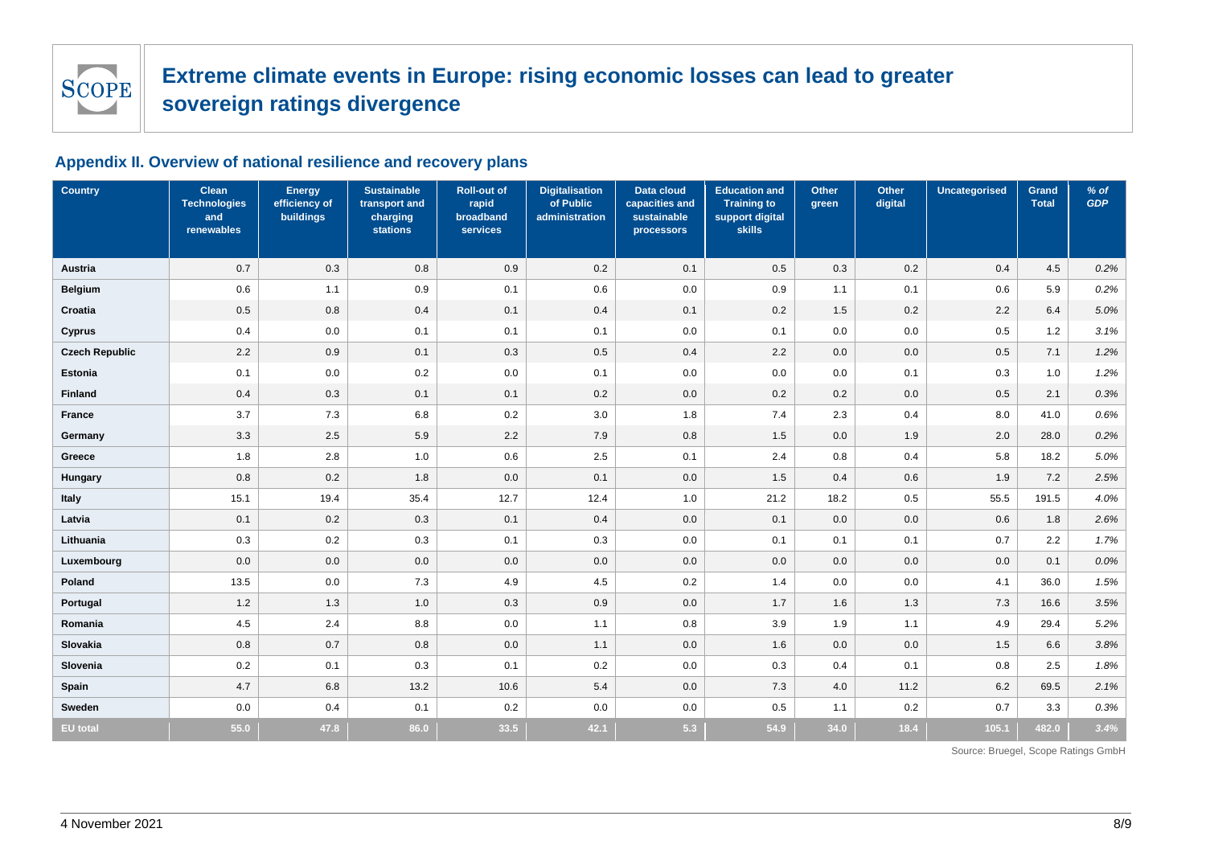## Appendix II. Overview of national resilience and recovery plans

| Country | Clean Technologies and renewables | Energy efficiency of buildings | Sustainable transport and charging stations | Roll-out of rapid broadband services | Digitalisation of Public administration | Data cloud capacities and sustainable processors | Education and Training to support digital skills | Other green | Other digital | Uncategorised | Grand Total | *% of GDP* |
|---|---|---|---|---|---|---|---|---|---|---|---|---|
| **Austria** | 0.7 | 0.3 | 0.8 | 0.9 | 0.2 | 0.1 | 0.5 | 0.3 | 0.2 | 0.4 | 4.5 | *0.2%* |
| **Belgium** | 0.6 | 1.1 | 0.9 | 0.1 | 0.6 | 0.0 | 0.9 | 1.1 | 0.1 | 0.6 | 5.9 | *0.2%* |
| **Croatia** | 0.5 | 0.8 | 0.4 | 0.1 | 0.4 | 0.1 | 0.2 | 1.5 | 0.2 | 2.2 | 6.4 | *5.0%* |
| **Cyprus** | 0.4 | 0.0 | 0.1 | 0.1 | 0.1 | 0.0 | 0.1 | 0.0 | 0.0 | 0.5 | 1.2 | *3.1%* |
| **Czech Republic** | 2.2 | 0.9 | 0.1 | 0.3 | 0.5 | 0.4 | 2.2 | 0.0 | 0.0 | 0.5 | 7.1 | *1.2%* |
| **Estonia** | 0.1 | 0.0 | 0.2 | 0.0 | 0.1 | 0.0 | 0.0 | 0.0 | 0.1 | 0.3 | 1.0 | *1.2%* |
| **Finland** | 0.4 | 0.3 | 0.1 | 0.1 | 0.2 | 0.0 | 0.2 | 0.2 | 0.0 | 0.5 | 2.1 | *0.3%* |
| **France** | 3.7 | 7.3 | 6.8 | 0.2 | 3.0 | 1.8 | 7.4 | 2.3 | 0.4 | 8.0 | 41.0 | *0.6%* |
| **Germany** | 3.3 | 2.5 | 5.9 | 2.2 | 7.9 | 0.8 | 1.5 | 0.0 | 1.9 | 2.0 | 28.0 | *0.2%* |
| **Greece** | 1.8 | 2.8 | 1.0 | 0.6 | 2.5 | 0.1 | 2.4 | 0.8 | 0.4 | 5.8 | 18.2 | *5.0%* |
| **Hungary** | 0.8 | 0.2 | 1.8 | 0.0 | 0.1 | 0.0 | 1.5 | 0.4 | 0.6 | 1.9 | 7.2 | *2.5%* |
| **Italy** | 15.1 | 19.4 | 35.4 | 12.7 | 12.4 | 1.0 | 21.2 | 18.2 | 0.5 | 55.5 | 191.5 | *4.0%* |
| **Latvia** | 0.1 | 0.2 | 0.3 | 0.1 | 0.4 | 0.0 | 0.1 | 0.0 | 0.0 | 0.6 | 1.8 | *2.6%* |
| **Lithuania** | 0.3 | 0.2 | 0.3 | 0.1 | 0.3 | 0.0 | 0.1 | 0.1 | 0.1 | 0.7 | 2.2 | *1.7%* |
| **Luxembourg** | 0.0 | 0.0 | 0.0 | 0.0 | 0.0 | 0.0 | 0.0 | 0.0 | 0.0 | 0.0 | 0.1 | *0.0%* |
| **Poland** | 13.5 | 0.0 | 7.3 | 4.9 | 4.5 | 0.2 | 1.4 | 0.0 | 0.0 | 4.1 | 36.0 | *1.5%* |
| **Portugal** | 1.2 | 1.3 | 1.0 | 0.3 | 0.9 | 0.0 | 1.7 | 1.6 | 1.3 | 7.3 | 16.6 | *3.5%* |
| **Romania** | 4.5 | 2.4 | 8.8 | 0.0 | 1.1 | 0.8 | 3.9 | 1.9 | 1.1 | 4.9 | 29.4 | *5.2%* |
| **Slovakia** | 0.8 | 0.7 | 0.8 | 0.0 | 1.1 | 0.0 | 1.6 | 0.0 | 0.0 | 1.5 | 6.6 | *3.8%* |
| **Slovenia** | 0.2 | 0.1 | 0.3 | 0.1 | 0.2 | 0.0 | 0.3 | 0.4 | 0.1 | 0.8 | 2.5 | *1.8%* |
| **Spain** | 4.7 | 6.8 | 13.2 | 10.6 | 5.4 | 0.0 | 7.3 | 4.0 | 11.2 | 6.2 | 69.5 | *2.1%* |
| **Sweden** | 0.0 | 0.4 | 0.1 | 0.2 | 0.0 | 0.0 | 0.5 | 1.1 | 0.2 | 0.7 | 3.3 | *0.3%* |
| **EU total** | **55.0** | **47.8** | **86.0** | **33.5** | **42.1** | **5.3** | **54.9** | **34.0** | **18.4** | **105.1** | **482.0** | ***3.4%*** |

Source: Bruegel, Scope Ratings GmbH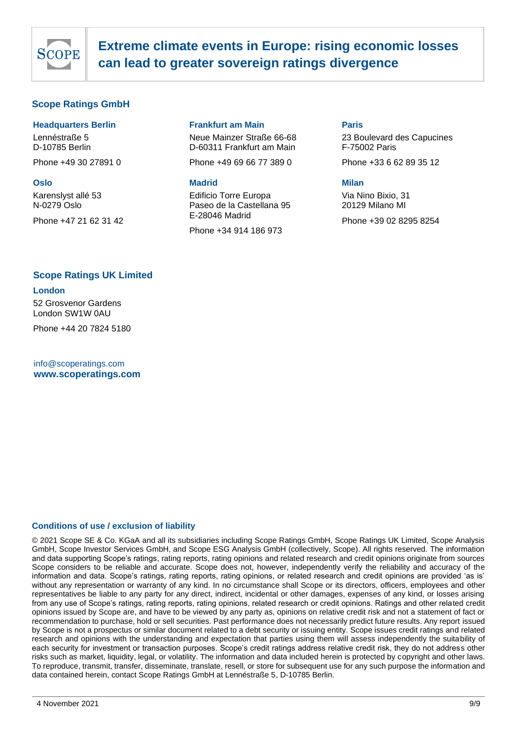## Scope Ratings GmbH

### Headquarters Berlin

Lennéstraße 5
D-10785 Berlin

Phone +49 30 27891 0

### Frankfurt am Main

Neue Mainzer Straße 66-68
D-60311 Frankfurt am Main

Phone +49 69 66 77 389 0

### Paris

23 Boulevard des Capucines
F-75002 Paris

Phone +33 6 62 89 35 12

### Oslo

Karenslyst allé 53
N-0279 Oslo

Phone +47 21 62 31 42

### Madrid

Edificio Torre Europa
Paseo de la Castellana 95
E-28046 Madrid

Phone +34 914 186 973

### Milan

Via Nino Bixio, 31
20129 Milano MI

Phone +39 02 8295 8254

## Scope Ratings UK Limited

### London

52 Grosvenor Gardens
London SW1W 0AU

Phone +44 20 7824 5180

info@scoperatings.com
**www.scoperatings.com**

### Conditions of use / exclusion of liability

© 2021 Scope SE & Co. KGaA and all its subsidiaries including Scope Ratings GmbH, Scope Ratings UK Limited, Scope Analysis GmbH, Scope Investor Services GmbH, and Scope ESG Analysis GmbH (collectively, Scope). All rights reserved. The information and data supporting Scope's ratings, rating reports, rating opinions and related research and credit opinions originate from sources Scope considers to be reliable and accurate. Scope does not, however, independently verify the reliability and accuracy of the information and data. Scope's ratings, rating reports, rating opinions, or related research and credit opinions are provided 'as is' without any representation or warranty of any kind. In no circumstance shall Scope or its directors, officers, employees and other representatives be liable to any party for any direct, indirect, incidental or other damages, expenses of any kind, or losses arising from any use of Scope's ratings, rating reports, rating opinions, related research or credit opinions. Ratings and other related credit opinions issued by Scope are, and have to be viewed by any party as, opinions on relative credit risk and not a statement of fact or recommendation to purchase, hold or sell securities. Past performance does not necessarily predict future results. Any report issued by Scope is not a prospectus or similar document related to a debt security or issuing entity. Scope issues credit ratings and related research and opinions with the understanding and expectation that parties using them will assess independently the suitability of each security for investment or transaction purposes. Scope's credit ratings address relative credit risk, they do not address other risks such as market, liquidity, legal, or volatility. The information and data included herein is protected by copyright and other laws. To reproduce, transmit, transfer, disseminate, translate, resell, or store for subsequent use for any such purpose the information and data contained herein, contact Scope Ratings GmbH at Lennéstraße 5, D-10785 Berlin.